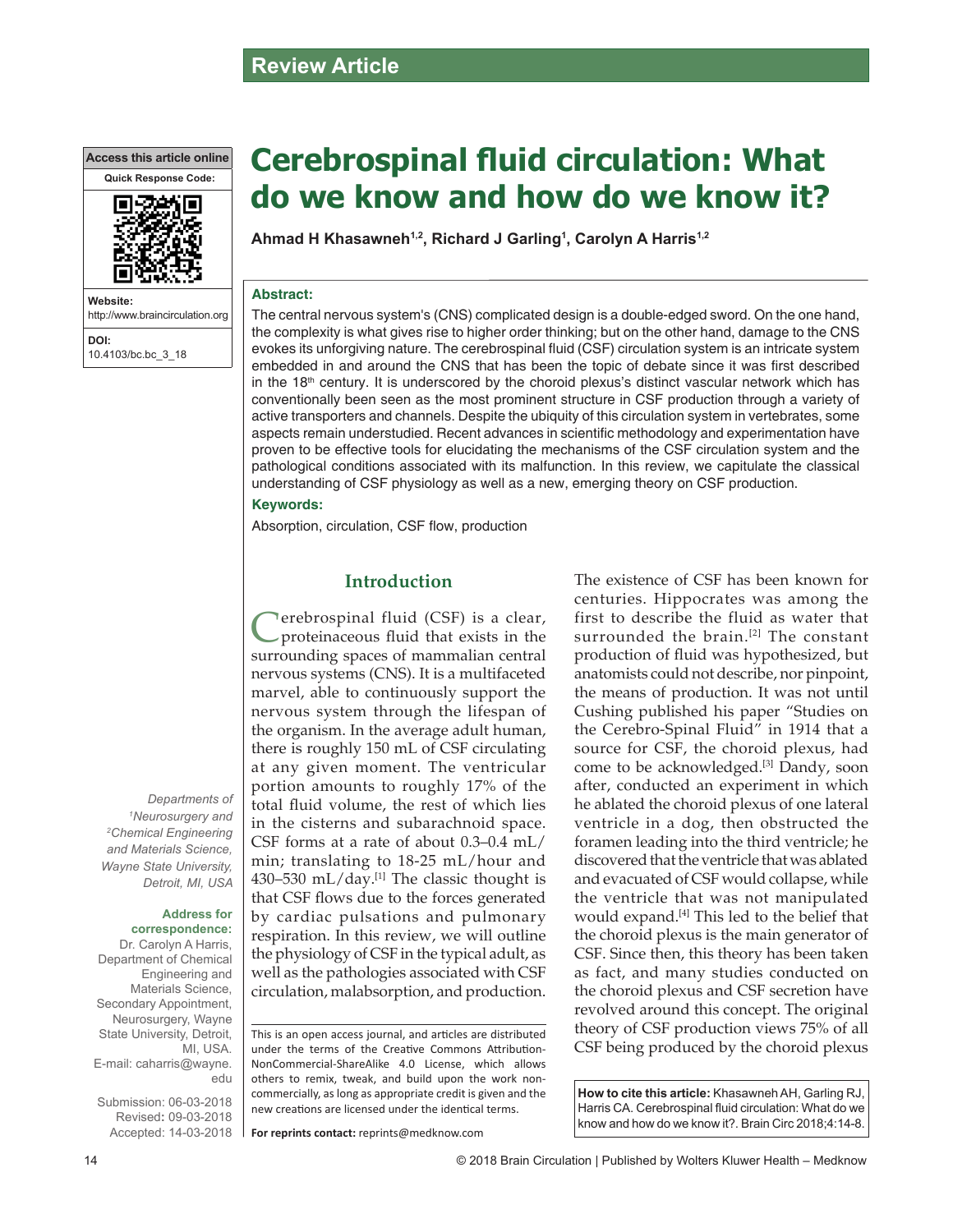Review Article

# Cerebrospinal fluid circulation: What do we know and how do we know it?

**Ahmad H Khasawneh[1,2], Richard J Garling[1], Carolyn A Harris[1,2]**

Access this article online

Quick Response Code:

Website: http://www.braincirculation.org

DOI: 10.4103/bc.bc_3_18

Departments of [1]Neurosurgery and [2]Chemical Engineering and Materials Science, Wayne State University, Detroit, MI, USA

**Address for correspondence:**
Dr. Carolyn A Harris, Department of Chemical Engineering and Materials Science, Secondary Appointment, Neurosurgery, Wayne State University, Detroit, MI, USA.
E-mail: caharris@wayne.edu

Submission: 06-03-2018
Revised: 09-03-2018
Accepted: 14-03-2018

## Abstract:

The central nervous system's (CNS) complicated design is a double-edged sword. On the one hand, the complexity is what gives rise to higher order thinking; but on the other hand, damage to the CNS evokes its unforgiving nature. The cerebrospinal fluid (CSF) circulation system is an intricate system embedded in and around the CNS that has been the topic of debate since it was first described in the 18th century. It is underscored by the choroid plexus's distinct vascular network which has conventionally been seen as the most prominent structure in CSF production through a variety of active transporters and channels. Despite the ubiquity of this circulation system in vertebrates, some aspects remain understudied. Recent advances in scientific methodology and experimentation have proven to be effective tools for elucidating the mechanisms of the CSF circulation system and the pathological conditions associated with its malfunction. In this review, we capitulate the classical understanding of CSF physiology as well as a new, emerging theory on CSF production.

## Keywords:

Absorption, circulation, CSF flow, production

## Introduction

Cerebrospinal fluid (CSF) is a clear, proteinaceous fluid that exists in the surrounding spaces of mammalian central nervous systems (CNS). It is a multifaceted marvel, able to continuously support the nervous system through the lifespan of the organism. In the average adult human, there is roughly 150 mL of CSF circulating at any given moment. The ventricular portion amounts to roughly 17% of the total fluid volume, the rest of which lies in the cisterns and subarachnoid space. CSF forms at a rate of about 0.3–0.4 mL/min; translating to 18-25 mL/hour and 430–530 mL/day.[1] The classic thought is that CSF flows due to the forces generated by cardiac pulsations and pulmonary respiration. In this review, we will outline the physiology of CSF in the typical adult, as well as the pathologies associated with CSF circulation, malabsorption, and production.

The existence of CSF has been known for centuries. Hippocrates was among the first to describe the fluid as water that surrounded the brain.[2] The constant production of fluid was hypothesized, but anatomists could not describe, nor pinpoint, the means of production. It was not until Cushing published his paper "Studies on the Cerebro-Spinal Fluid" in 1914 that a source for CSF, the choroid plexus, had come to be acknowledged.[3] Dandy, soon after, conducted an experiment in which he ablated the choroid plexus of one lateral ventricle in a dog, then obstructed the foramen leading into the third ventricle; he discovered that the ventricle that was ablated and evacuated of CSF would collapse, while the ventricle that was not manipulated would expand.[4] This led to the belief that the choroid plexus is the main generator of CSF. Since then, this theory has been taken as fact, and many studies conducted on the choroid plexus and CSF secretion have revolved around this concept. The original theory of CSF production views 75% of all CSF being produced by the choroid plexus

This is an open access journal, and articles are distributed under the terms of the Creative Commons Attribution-NonCommercial-ShareAlike 4.0 License, which allows others to remix, tweak, and build upon the work non-commercially, as long as appropriate credit is given and the new creations are licensed under the identical terms.

**For reprints contact:** reprints@medknow.com

**How to cite this article:** Khasawneh AH, Garling RJ, Harris CA. Cerebrospinal fluid circulation: What do we know and how do we know it?. Brain Circ 2018;4:14-8.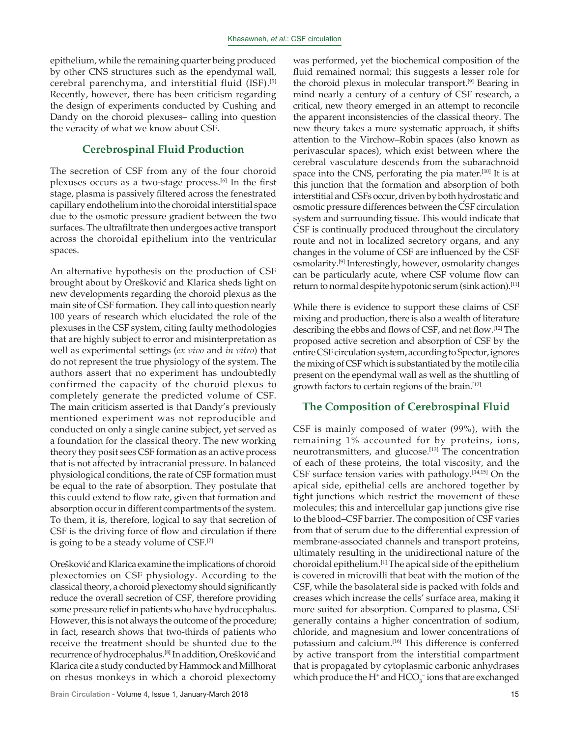epithelium, while the remaining quarter being produced by other CNS structures such as the ependymal wall, cerebral parenchyma, and interstitial fluid (ISF).[5] Recently, however, there has been criticism regarding the design of experiments conducted by Cushing and Dandy on the choroid plexuses– calling into question the veracity of what we know about CSF.

## Cerebrospinal Fluid Production

The secretion of CSF from any of the four choroid plexuses occurs as a two-stage process.[6] In the first stage, plasma is passively filtered across the fenestrated capillary endothelium into the choroidal interstitial space due to the osmotic pressure gradient between the two surfaces. The ultrafiltrate then undergoes active transport across the choroidal epithelium into the ventricular spaces.

An alternative hypothesis on the production of CSF brought about by Orešković and Klarica sheds light on new developments regarding the choroid plexus as the main site of CSF formation. They call into question nearly 100 years of research which elucidated the role of the plexuses in the CSF system, citing faulty methodologies that are highly subject to error and misinterpretation as well as experimental settings (*ex vivo* and *in vitro*) that do not represent the true physiology of the system. The authors assert that no experiment has undoubtedly confirmed the capacity of the choroid plexus to completely generate the predicted volume of CSF. The main criticism asserted is that Dandy's previously mentioned experiment was not reproducible and conducted on only a single canine subject, yet served as a foundation for the classical theory. The new working theory they posit sees CSF formation as an active process that is not affected by intracranial pressure. In balanced physiological conditions, the rate of CSF formation must be equal to the rate of absorption. They postulate that this could extend to flow rate, given that formation and absorption occur in different compartments of the system. To them, it is, therefore, logical to say that secretion of CSF is the driving force of flow and circulation if there is going to be a steady volume of CSF.[7]

Orešković and Klarica examine the implications of choroid plexectomies on CSF physiology. According to the classical theory, a choroid plexectomy should significantly reduce the overall secretion of CSF, therefore providing some pressure relief in patients who have hydrocephalus. However, this is not always the outcome of the procedure; in fact, research shows that two-thirds of patients who receive the treatment should be shunted due to the recurrence of hydrocephalus.[8] In addition, Orešković and Klarica cite a study conducted by Hammock and Millhorat on rhesus monkeys in which a choroid plexectomy was performed, yet the biochemical composition of the fluid remained normal; this suggests a lesser role for the choroid plexus in molecular transport.[9] Bearing in mind nearly a century of a century of CSF research, a critical, new theory emerged in an attempt to reconcile the apparent inconsistencies of the classical theory. The new theory takes a more systematic approach, it shifts attention to the Virchow–Robin spaces (also known as perivascular spaces), which exist between where the cerebral vasculature descends from the subarachnoid space into the CNS, perforating the pia mater.[10] It is at this junction that the formation and absorption of both interstitial and CSFs occur, driven by both hydrostatic and osmotic pressure differences between the CSF circulation system and surrounding tissue. This would indicate that CSF is continually produced throughout the circulatory route and not in localized secretory organs, and any changes in the volume of CSF are influenced by the CSF osmolarity.[9] Interestingly, however, osmolarity changes can be particularly acute, where CSF volume flow can return to normal despite hypotonic serum (sink action).[11]

While there is evidence to support these claims of CSF mixing and production, there is also a wealth of literature describing the ebbs and flows of CSF, and net flow.[12] The proposed active secretion and absorption of CSF by the entire CSF circulation system, according to Spector, ignores the mixing of CSF which is substantiated by the motile cilia present on the ependymal wall as well as the shuttling of growth factors to certain regions of the brain.[12]

## The Composition of Cerebrospinal Fluid

CSF is mainly composed of water (99%), with the remaining 1% accounted for by proteins, ions, neurotransmitters, and glucose.[13] The concentration of each of these proteins, the total viscosity, and the CSF surface tension varies with pathology.[14,15] On the apical side, epithelial cells are anchored together by tight junctions which restrict the movement of these molecules; this and intercellular gap junctions give rise to the blood–CSF barrier. The composition of CSF varies from that of serum due to the differential expression of membrane-associated channels and transport proteins, ultimately resulting in the unidirectional nature of the choroidal epithelium.[1] The apical side of the epithelium is covered in microvilli that beat with the motion of the CSF, while the basolateral side is packed with folds and creases which increase the cells' surface area, making it more suited for absorption. Compared to plasma, CSF generally contains a higher concentration of sodium, chloride, and magnesium and lower concentrations of potassium and calcium.[16] This difference is conferred by active transport from the interstitial compartment that is propagated by cytoplasmic carbonic anhydrases which produce the $H^+$ and $HCO_3^-$ ions that are exchanged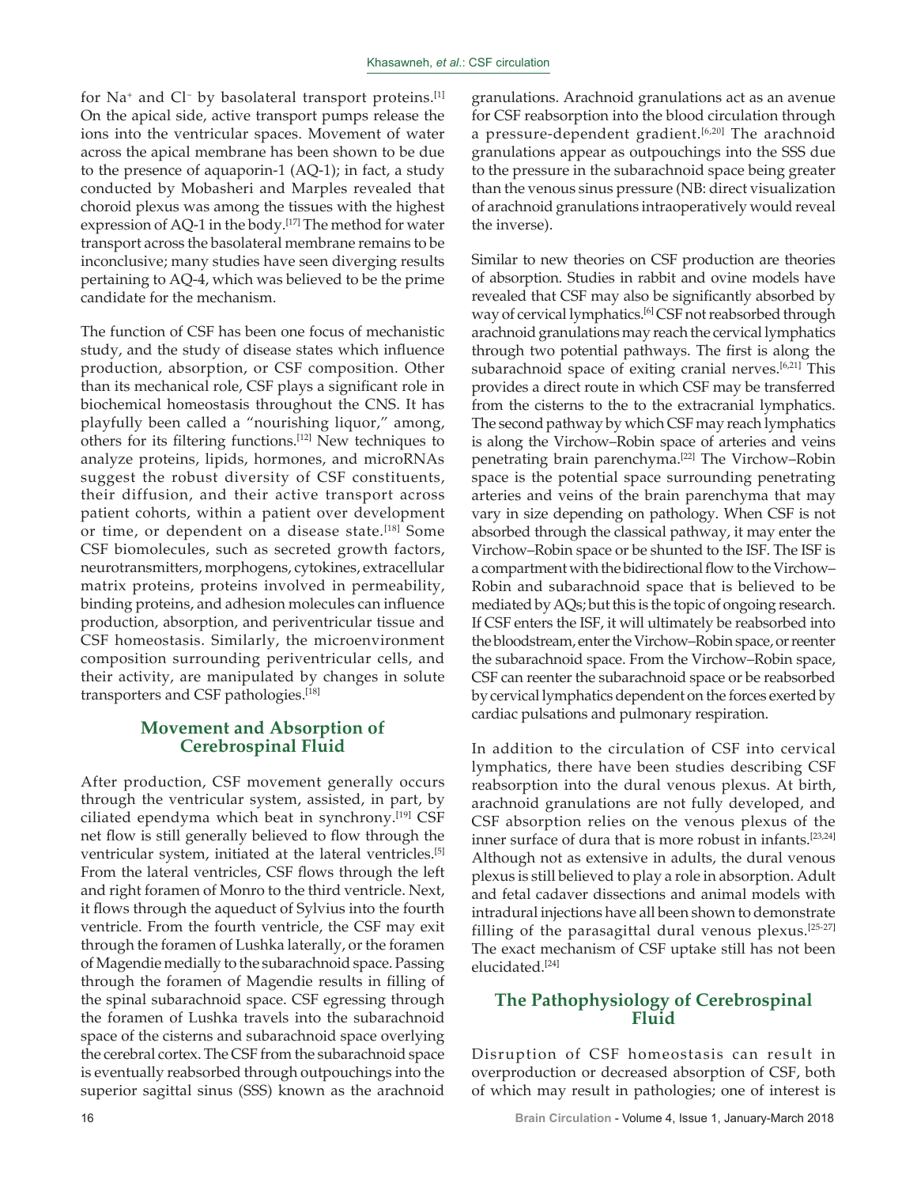for $Na^+$ and $Cl^-$ by basolateral transport proteins.[1] On the apical side, active transport pumps release the ions into the ventricular spaces. Movement of water across the apical membrane has been shown to be due to the presence of aquaporin-1 (AQ-1); in fact, a study conducted by Mobasheri and Marples revealed that choroid plexus was among the tissues with the highest expression of AQ-1 in the body.[17] The method for water transport across the basolateral membrane remains to be inconclusive; many studies have seen diverging results pertaining to AQ-4, which was believed to be the prime candidate for the mechanism.

The function of CSF has been one focus of mechanistic study, and the study of disease states which influence production, absorption, or CSF composition. Other than its mechanical role, CSF plays a significant role in biochemical homeostasis throughout the CNS. It has playfully been called a "nourishing liquor," among, others for its filtering functions.[12] New techniques to analyze proteins, lipids, hormones, and microRNAs suggest the robust diversity of CSF constituents, their diffusion, and their active transport across patient cohorts, within a patient over development or time, or dependent on a disease state.[18] Some CSF biomolecules, such as secreted growth factors, neurotransmitters, morphogens, cytokines, extracellular matrix proteins, proteins involved in permeability, binding proteins, and adhesion molecules can influence production, absorption, and periventricular tissue and CSF homeostasis. Similarly, the microenvironment composition surrounding periventricular cells, and their activity, are manipulated by changes in solute transporters and CSF pathologies.[18]

## Movement and Absorption of Cerebrospinal Fluid

After production, CSF movement generally occurs through the ventricular system, assisted, in part, by ciliated ependyma which beat in synchrony.[19] CSF net flow is still generally believed to flow through the ventricular system, initiated at the lateral ventricles.[5] From the lateral ventricles, CSF flows through the left and right foramen of Monro to the third ventricle. Next, it flows through the aqueduct of Sylvius into the fourth ventricle. From the fourth ventricle, the CSF may exit through the foramen of Lushka laterally, or the foramen of Magendie medially to the subarachnoid space. Passing through the foramen of Magendie results in filling of the spinal subarachnoid space. CSF egressing through the foramen of Lushka travels into the subarachnoid space of the cisterns and subarachnoid space overlying the cerebral cortex. The CSF from the subarachnoid space is eventually reabsorbed through outpouchings into the superior sagittal sinus (SSS) known as the arachnoid granulations. Arachnoid granulations act as an avenue for CSF reabsorption into the blood circulation through a pressure-dependent gradient.[6,20] The arachnoid granulations appear as outpouchings into the SSS due to the pressure in the subarachnoid space being greater than the venous sinus pressure (NB: direct visualization of arachnoid granulations intraoperatively would reveal the inverse).

Similar to new theories on CSF production are theories of absorption. Studies in rabbit and ovine models have revealed that CSF may also be significantly absorbed by way of cervical lymphatics.[6] CSF not reabsorbed through arachnoid granulations may reach the cervical lymphatics through two potential pathways. The first is along the subarachnoid space of exiting cranial nerves.[6,21] This provides a direct route in which CSF may be transferred from the cisterns to the to the extracranial lymphatics. The second pathway by which CSF may reach lymphatics is along the Virchow–Robin space of arteries and veins penetrating brain parenchyma.[22] The Virchow–Robin space is the potential space surrounding penetrating arteries and veins of the brain parenchyma that may vary in size depending on pathology. When CSF is not absorbed through the classical pathway, it may enter the Virchow–Robin space or be shunted to the ISF. The ISF is a compartment with the bidirectional flow to the Virchow–Robin and subarachnoid space that is believed to be mediated by AQs; but this is the topic of ongoing research. If CSF enters the ISF, it will ultimately be reabsorbed into the bloodstream, enter the Virchow–Robin space, or reenter the subarachnoid space. From the Virchow–Robin space, CSF can reenter the subarachnoid space or be reabsorbed by cervical lymphatics dependent on the forces exerted by cardiac pulsations and pulmonary respiration.

In addition to the circulation of CSF into cervical lymphatics, there have been studies describing CSF reabsorption into the dural venous plexus. At birth, arachnoid granulations are not fully developed, and CSF absorption relies on the venous plexus of the inner surface of dura that is more robust in infants.[23,24] Although not as extensive in adults, the dural venous plexus is still believed to play a role in absorption. Adult and fetal cadaver dissections and animal models with intradural injections have all been shown to demonstrate filling of the parasagittal dural venous plexus.[25-27] The exact mechanism of CSF uptake still has not been elucidated.[24]

## The Pathophysiology of Cerebrospinal Fluid

Disruption of CSF homeostasis can result in overproduction or decreased absorption of CSF, both of which may result in pathologies; one of interest is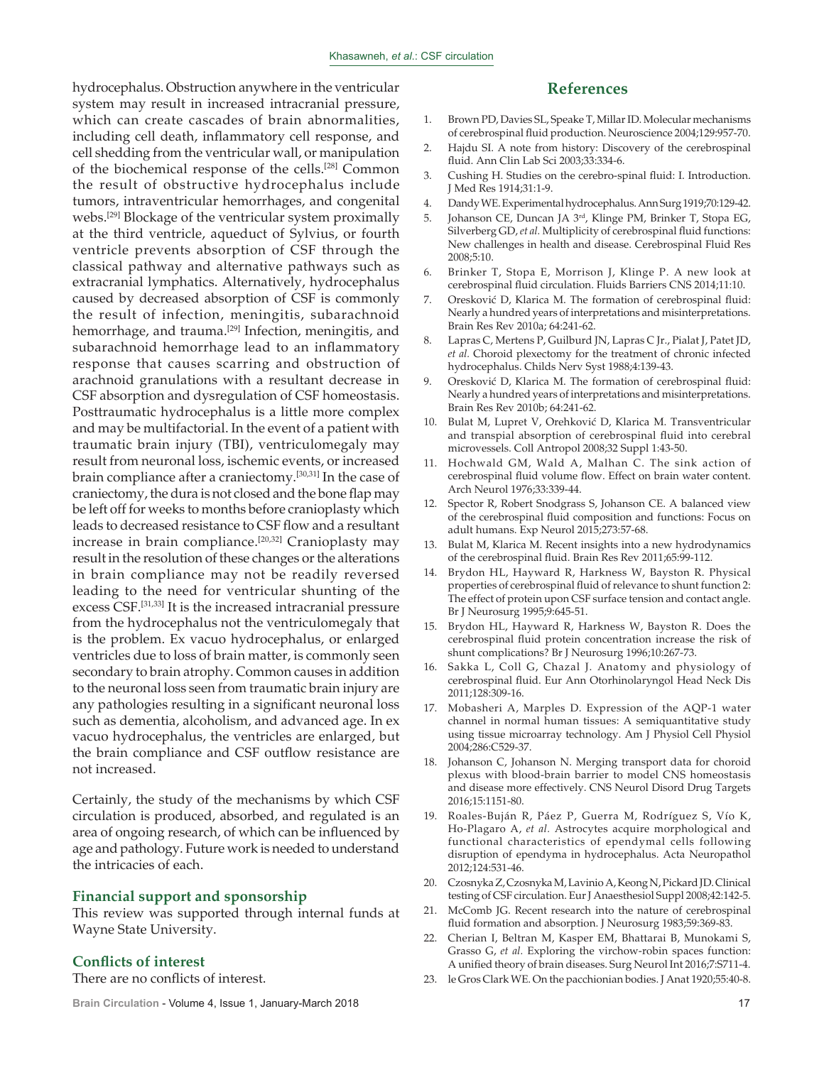hydrocephalus. Obstruction anywhere in the ventricular system may result in increased intracranial pressure, which can create cascades of brain abnormalities, including cell death, inflammatory cell response, and cell shedding from the ventricular wall, or manipulation of the biochemical response of the cells.[28] Common the result of obstructive hydrocephalus include tumors, intraventricular hemorrhages, and congenital webs.[29] Blockage of the ventricular system proximally at the third ventricle, aqueduct of Sylvius, or fourth ventricle prevents absorption of CSF through the classical pathway and alternative pathways such as extracranial lymphatics. Alternatively, hydrocephalus caused by decreased absorption of CSF is commonly the result of infection, meningitis, subarachnoid hemorrhage, and trauma.[29] Infection, meningitis, and subarachnoid hemorrhage lead to an inflammatory response that causes scarring and obstruction of arachnoid granulations with a resultant decrease in CSF absorption and dysregulation of CSF homeostasis. Posttraumatic hydrocephalus is a little more complex and may be multifactorial. In the event of a patient with traumatic brain injury (TBI), ventriculomegaly may result from neuronal loss, ischemic events, or increased brain compliance after a craniectomy.[30,31] In the case of craniectomy, the dura is not closed and the bone flap may be left off for weeks to months before cranioplasty which leads to decreased resistance to CSF flow and a resultant increase in brain compliance.[20,32] Cranioplasty may result in the resolution of these changes or the alterations in brain compliance may not be readily reversed leading to the need for ventricular shunting of the excess CSF.[31,33] It is the increased intracranial pressure from the hydrocephalus not the ventriculomegaly that is the problem. Ex vacuo hydrocephalus, or enlarged ventricles due to loss of brain matter, is commonly seen secondary to brain atrophy. Common causes in addition to the neuronal loss seen from traumatic brain injury are any pathologies resulting in a significant neuronal loss such as dementia, alcoholism, and advanced age. In ex vacuo hydrocephalus, the ventricles are enlarged, but the brain compliance and CSF outflow resistance are not increased.

Certainly, the study of the mechanisms by which CSF circulation is produced, absorbed, and regulated is an area of ongoing research, of which can be influenced by age and pathology. Future work is needed to understand the intricacies of each.

### Financial support and sponsorship

This review was supported through internal funds at Wayne State University.

### Conflicts of interest

There are no conflicts of interest.

## References

1. Brown PD, Davies SL, Speake T, Millar ID. Molecular mechanisms of cerebrospinal fluid production. Neuroscience 2004;129:957-70.
2. Hajdu SI. A note from history: Discovery of the cerebrospinal fluid. Ann Clin Lab Sci 2003;33:334-6.
3. Cushing H. Studies on the cerebro-spinal fluid: I. Introduction. J Med Res 1914;31:1-9.
4. Dandy WE. Experimental hydrocephalus. Ann Surg 1919;70:129-42.
5. Johanson CE, Duncan JA 3rd, Klinge PM, Brinker T, Stopa EG, Silverberg GD, *et al.* Multiplicity of cerebrospinal fluid functions: New challenges in health and disease. Cerebrospinal Fluid Res 2008;5:10.
6. Brinker T, Stopa E, Morrison J, Klinge P. A new look at cerebrospinal fluid circulation. Fluids Barriers CNS 2014;11:10.
7. Oresković D, Klarica M. The formation of cerebrospinal fluid: Nearly a hundred years of interpretations and misinterpretations. Brain Res Rev 2010a; 64:241-62.
8. Lapras C, Mertens P, Guilburd JN, Lapras C Jr., Pialat J, Patet JD, *et al.* Choroid plexectomy for the treatment of chronic infected hydrocephalus. Childs Nerv Syst 1988;4:139-43.
9. Oresković D, Klarica M. The formation of cerebrospinal fluid: Nearly a hundred years of interpretations and misinterpretations. Brain Res Rev 2010b; 64:241-62.
10. Bulat M, Lupret V, Orehković D, Klarica M. Transventricular and transpial absorption of cerebrospinal fluid into cerebral microvessels. Coll Antropol 2008;32 Suppl 1:43-50.
11. Hochwald GM, Wald A, Malhan C. The sink action of cerebrospinal fluid volume flow. Effect on brain water content. Arch Neurol 1976;33:339-44.
12. Spector R, Robert Snodgrass S, Johanson CE. A balanced view of the cerebrospinal fluid composition and functions: Focus on adult humans. Exp Neurol 2015;273:57-68.
13. Bulat M, Klarica M. Recent insights into a new hydrodynamics of the cerebrospinal fluid. Brain Res Rev 2011;65:99-112.
14. Brydon HL, Hayward R, Harkness W, Bayston R. Physical properties of cerebrospinal fluid of relevance to shunt function 2: The effect of protein upon CSF surface tension and contact angle. Br J Neurosurg 1995;9:645-51.
15. Brydon HL, Hayward R, Harkness W, Bayston R. Does the cerebrospinal fluid protein concentration increase the risk of shunt complications? Br J Neurosurg 1996;10:267-73.
16. Sakka L, Coll G, Chazal J. Anatomy and physiology of cerebrospinal fluid. Eur Ann Otorhinolaryngol Head Neck Dis 2011;128:309-16.
17. Mobasheri A, Marples D. Expression of the AQP-1 water channel in normal human tissues: A semiquantitative study using tissue microarray technology. Am J Physiol Cell Physiol 2004;286:C529-37.
18. Johanson C, Johanson N. Merging transport data for choroid plexus with blood-brain barrier to model CNS homeostasis and disease more effectively. CNS Neurol Disord Drug Targets 2016;15:1151-80.
19. Roales-Buján R, Páez P, Guerra M, Rodríguez S, Vío K, Ho-Plagaro A, *et al.* Astrocytes acquire morphological and functional characteristics of ependymal cells following disruption of ependyma in hydrocephalus. Acta Neuropathol 2012;124:531-46.
20. Czosnyka Z, Czosnyka M, Lavinio A, Keong N, Pickard JD. Clinical testing of CSF circulation. Eur J Anaesthesiol Suppl 2008;42:142-5.
21. McComb JG. Recent research into the nature of cerebrospinal fluid formation and absorption. J Neurosurg 1983;59:369-83.
22. Cherian I, Beltran M, Kasper EM, Bhattarai B, Munokami S, Grasso G, *et al.* Exploring the virchow-robin spaces function: A unified theory of brain diseases. Surg Neurol Int 2016;7:S711-4.
23. le Gros Clark WE. On the pacchionian bodies. J Anat 1920;55:40-8.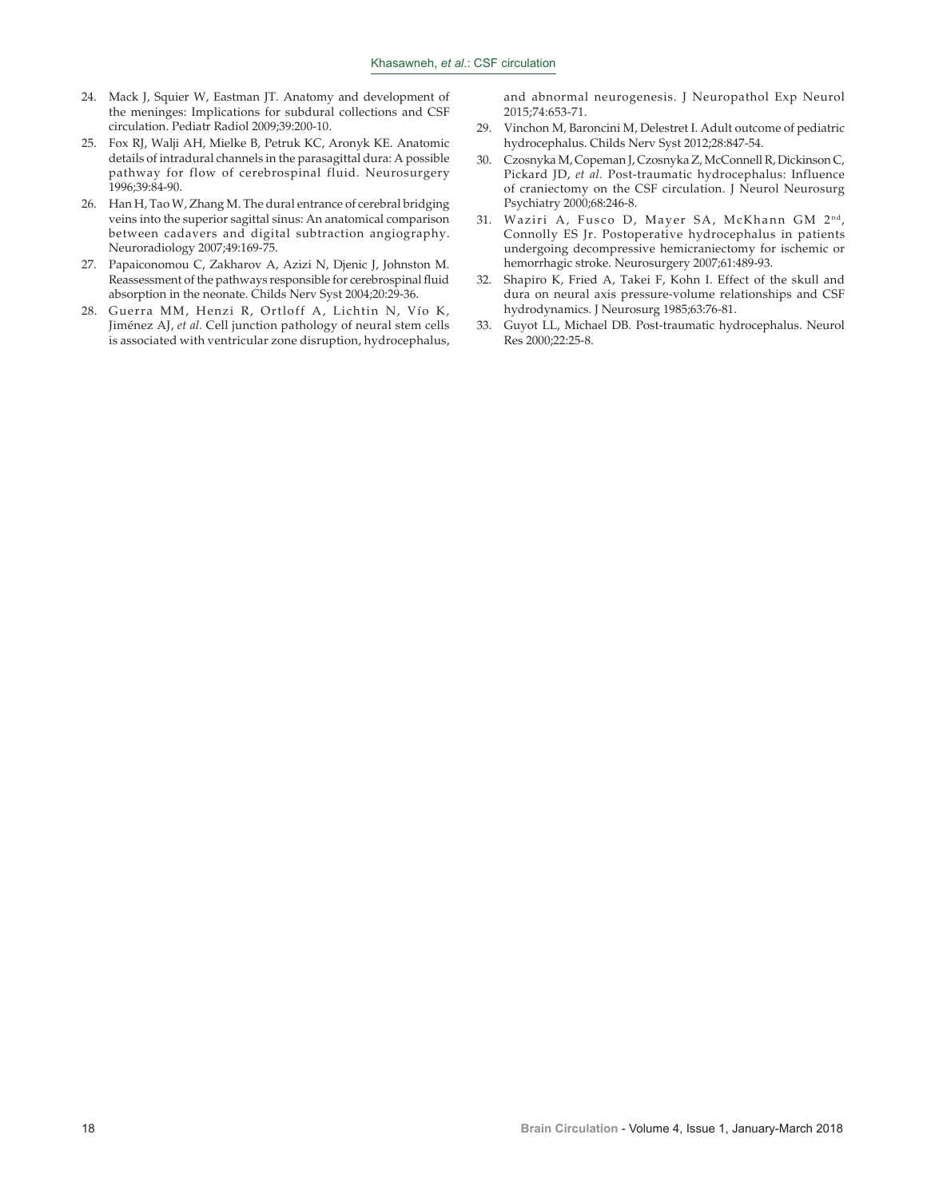24. Mack J, Squier W, Eastman JT. Anatomy and development of the meninges: Implications for subdural collections and CSF circulation. Pediatr Radiol 2009;39:200-10.
25. Fox RJ, Walji AH, Mielke B, Petruk KC, Aronyk KE. Anatomic details of intradural channels in the parasagittal dura: A possible pathway for flow of cerebrospinal fluid. Neurosurgery 1996;39:84-90.
26. Han H, Tao W, Zhang M. The dural entrance of cerebral bridging veins into the superior sagittal sinus: An anatomical comparison between cadavers and digital subtraction angiography. Neuroradiology 2007;49:169-75.
27. Papaiconomou C, Zakharov A, Azizi N, Djenic J, Johnston M. Reassessment of the pathways responsible for cerebrospinal fluid absorption in the neonate. Childs Nerv Syst 2004;20:29-36.
28. Guerra MM, Henzi R, Ortloff A, Lichtin N, Vío K, Jiménez AJ, *et al.* Cell junction pathology of neural stem cells is associated with ventricular zone disruption, hydrocephalus, and abnormal neurogenesis. J Neuropathol Exp Neurol 2015;74:653-71.
29. Vinchon M, Baroncini M, Delestret I. Adult outcome of pediatric hydrocephalus. Childs Nerv Syst 2012;28:847-54.
30. Czosnyka M, Copeman J, Czosnyka Z, McConnell R, Dickinson C, Pickard JD, *et al.* Post-traumatic hydrocephalus: Influence of craniectomy on the CSF circulation. J Neurol Neurosurg Psychiatry 2000;68:246-8.
31. Waziri A, Fusco D, Mayer SA, McKhann GM 2nd, Connolly ES Jr. Postoperative hydrocephalus in patients undergoing decompressive hemicraniectomy for ischemic or hemorrhagic stroke. Neurosurgery 2007;61:489-93.
32. Shapiro K, Fried A, Takei F, Kohn I. Effect of the skull and dura on neural axis pressure-volume relationships and CSF hydrodynamics. J Neurosurg 1985;63:76-81.
33. Guyot LL, Michael DB. Post-traumatic hydrocephalus. Neurol Res 2000;22:25-8.